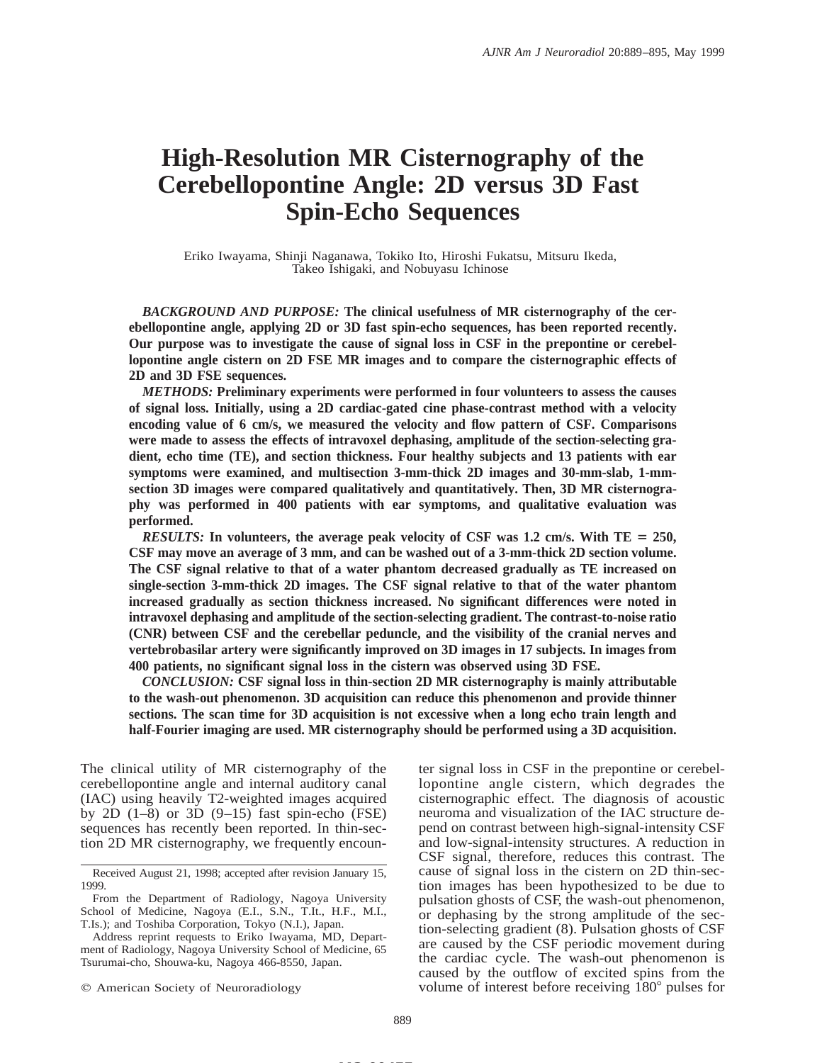# High-Resolution MR Cisternography of the Cerebellopontine Angle: 2D versus 3D Fast Spin-Echo Sequences

Eriko Iwayama, Shinji Naganawa, Tokiko Ito, Hiroshi Fukatsu, Mitsuru Ikeda, Takeo Ishigaki, and Nobuyasu Ichinose

***BACKGROUND AND PURPOSE:*** **The clinical usefulness of MR cisternography of the cerebellopontine angle, applying 2D or 3D fast spin-echo sequences, has been reported recently. Our purpose was to investigate the cause of signal loss in CSF in the prepontine or cerebellopontine angle cistern on 2D FSE MR images and to compare the cisternographic effects of 2D and 3D FSE sequences.**

***METHODS:*** **Preliminary experiments were performed in four volunteers to assess the causes of signal loss. Initially, using a 2D cardiac-gated cine phase-contrast method with a velocity encoding value of 6 cm/s, we measured the velocity and flow pattern of CSF. Comparisons were made to assess the effects of intravoxel dephasing, amplitude of the section-selecting gradient, echo time (TE), and section thickness. Four healthy subjects and 13 patients with ear symptoms were examined, and multisection 3-mm-thick 2D images and 30-mm-slab, 1-mm-section 3D images were compared qualitatively and quantitatively. Then, 3D MR cisternography was performed in 400 patients with ear symptoms, and qualitative evaluation was performed.**

***RESULTS:*** **In volunteers, the average peak velocity of CSF was 1.2 cm/s. With TE = 250, CSF may move an average of 3 mm, and can be washed out of a 3-mm-thick 2D section volume. The CSF signal relative to that of a water phantom decreased gradually as TE increased on single-section 3-mm-thick 2D images. The CSF signal relative to that of the water phantom increased gradually as section thickness increased. No significant differences were noted in intravoxel dephasing and amplitude of the section-selecting gradient. The contrast-to-noise ratio (CNR) between CSF and the cerebellar peduncle, and the visibility of the cranial nerves and vertebrobasilar artery were significantly improved on 3D images in 17 subjects. In images from 400 patients, no significant signal loss in the cistern was observed using 3D FSE.**

***CONCLUSION:*** **CSF signal loss in thin-section 2D MR cisternography is mainly attributable to the wash-out phenomenon. 3D acquisition can reduce this phenomenon and provide thinner sections. The scan time for 3D acquisition is not excessive when a long echo train length and half-Fourier imaging are used. MR cisternography should be performed using a 3D acquisition.**

The clinical utility of MR cisternography of the cerebellopontine angle and internal auditory canal (IAC) using heavily T2-weighted images acquired by 2D (1–8) or 3D (9–15) fast spin-echo (FSE) sequences has recently been reported. In thin-section 2D MR cisternography, we frequently encounter signal loss in CSF in the prepontine or cerebellopontine angle cistern, which degrades the cisternographic effect. The diagnosis of acoustic neuroma and visualization of the IAC structure depend on contrast between high-signal-intensity CSF and low-signal-intensity structures. A reduction in CSF signal, therefore, reduces this contrast. The cause of signal loss in the cistern on 2D thin-section images has been hypothesized to be due to pulsation ghosts of CSF, the wash-out phenomenon, or dephasing by the strong amplitude of the section-selecting gradient (8). Pulsation ghosts of CSF are caused by the CSF periodic movement during the cardiac cycle. The wash-out phenomenon is caused by the outflow of excited spins from the volume of interest before receiving 180° pulses for

Received August 21, 1998; accepted after revision January 15, 1999.

From the Department of Radiology, Nagoya University School of Medicine, Nagoya (E.I., S.N., T.It., H.F., M.I., T.Is.); and Toshiba Corporation, Tokyo (N.I.), Japan.

Address reprint requests to Eriko Iwayama, MD, Department of Radiology, Nagoya University School of Medicine, 65 Tsurumai-cho, Shouwa-ku, Nagoya 466-8550, Japan.

© American Society of Neuroradiology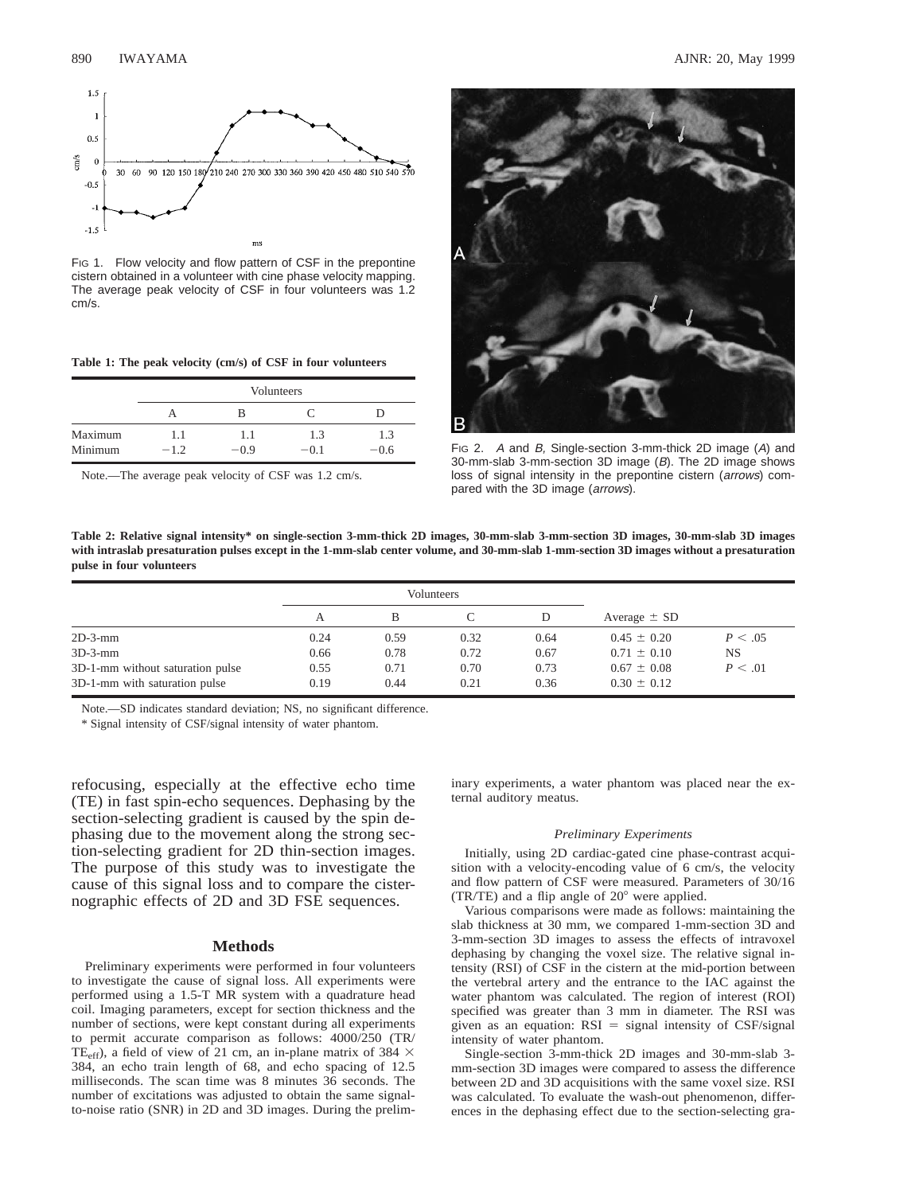FIG 1. Flow velocity and flow pattern of CSF in the prepontine cistern obtained in a volunteer with cine phase velocity mapping. The average peak velocity of CSF in four volunteers was 1.2 cm/s.

**Table 1: The peak velocity (cm/s) of CSF in four volunteers**

| | Volunteers | | | |
|---|---|---|---|---|
| | A | B | C | D |
| Maximum | 1.1 | 1.1 | 1.3 | 1.3 |
| Minimum | −1.2 | −0.9 | −0.1 | −0.6 |

Note.—The average peak velocity of CSF was 1.2 cm/s.

FIG 2. *A* and *B*, Single-section 3-mm-thick 2D image (*A*) and 30-mm-slab 3-mm-section 3D image (*B*). The 2D image shows loss of signal intensity in the prepontine cistern (*arrows*) compared with the 3D image (*arrows*).

**Table 2: Relative signal intensity\* on single-section 3-mm-thick 2D images, 30-mm-slab 3-mm-section 3D images, 30-mm-slab 3D images with intraslab presaturation pulses except in the 1-mm-slab center volume, and 30-mm-slab 1-mm-section 3D images without a presaturation pulse in four volunteers**

| | Volunteers | | | | | |
|---|---|---|---|---|---|---|
| | A | B | C | D | Average ± SD | |
| 2D-3-mm | 0.24 | 0.59 | 0.32 | 0.64 | 0.45 ± 0.20 | $P < .05$ |
| 3D-3-mm | 0.66 | 0.78 | 0.72 | 0.67 | 0.71 ± 0.10 | NS |
| 3D-1-mm without saturation pulse | 0.55 | 0.71 | 0.70 | 0.73 | 0.67 ± 0.08 | $P < .01$ |
| 3D-1-mm with saturation pulse | 0.19 | 0.44 | 0.21 | 0.36 | 0.30 ± 0.12 | |

Note.—SD indicates standard deviation; NS, no significant difference.

\* Signal intensity of CSF/signal intensity of water phantom.

refocusing, especially at the effective echo time (TE) in fast spin-echo sequences. Dephasing by the section-selecting gradient is caused by the spin dephasing due to the movement along the strong section-selecting gradient for 2D thin-section images. The purpose of this study was to investigate the cause of this signal loss and to compare the cisternographic effects of 2D and 3D FSE sequences.

## Methods

Preliminary experiments were performed in four volunteers to investigate the cause of signal loss. All experiments were performed using a 1.5-T MR system with a quadrature head coil. Imaging parameters, except for section thickness and the number of sections, were kept constant during all experiments to permit accurate comparison as follows: 4000/250 (TR/$TE_{eff}$), a field of view of 21 cm, an in-plane matrix of 384 × 384, an echo train length of 68, and echo spacing of 12.5 milliseconds. The scan time was 8 minutes 36 seconds. The number of excitations was adjusted to obtain the same signal-to-noise ratio (SNR) in 2D and 3D images. During the preliminary experiments, a water phantom was placed near the external auditory meatus.

### *Preliminary Experiments*

Initially, using 2D cardiac-gated cine phase-contrast acquisition with a velocity-encoding value of 6 cm/s, the velocity and flow pattern of CSF were measured. Parameters of 30/16 (TR/TE) and a flip angle of 20° were applied.

Various comparisons were made as follows: maintaining the slab thickness at 30 mm, we compared 1-mm-section 3D and 3-mm-section 3D images to assess the effects of intravoxel dephasing by changing the voxel size. The relative signal intensity (RSI) of CSF in the cistern at the mid-portion between the vertebral artery and the entrance to the IAC against the water phantom was calculated. The region of interest (ROI) specified was greater than 3 mm in diameter. The RSI was given as an equation: RSI = signal intensity of CSF/signal intensity of water phantom.

Single-section 3-mm-thick 2D images and 30-mm-slab 3-mm-section 3D images were compared to assess the difference between 2D and 3D acquisitions with the same voxel size. RSI was calculated. To evaluate the wash-out phenomenon, differences in the dephasing effect due to the section-selecting gra-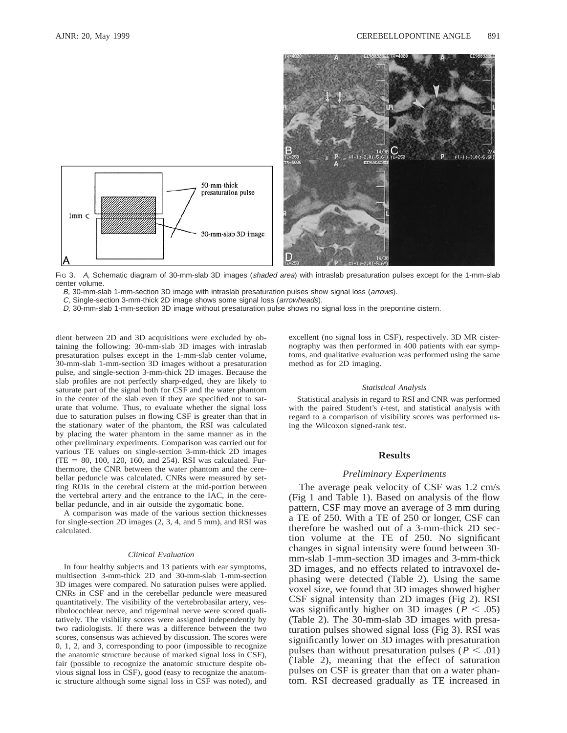FIG 3. *A*, Schematic diagram of 30-mm-slab 3D images (*shaded area*) with intraslab presaturation pulses except for the 1-mm-slab center volume.

*B*, 30-mm-slab 1-mm-section 3D image with intraslab presaturation pulses show signal loss (*arrows*).

*C*, Single-section 3-mm-thick 2D image shows some signal loss (*arrowheads*).

*D*, 30-mm-slab 1-mm-section 3D image without presaturation pulse shows no signal loss in the prepontine cistern.

dient between 2D and 3D acquisitions were excluded by obtaining the following: 30-mm-slab 3D images with intraslab presaturation pulses except in the 1-mm-slab center volume, 30-mm-slab 1-mm-section 3D images without a presaturation pulse, and single-section 3-mm-thick 2D images. Because the slab profiles are not perfectly sharp-edged, they are likely to saturate part of the signal both for CSF and the water phantom in the center of the slab even if they are specified not to saturate that volume. Thus, to evaluate whether the signal loss due to saturation pulses in flowing CSF is greater than that in the stationary water of the phantom, the RSI was calculated by placing the water phantom in the same manner as in the other preliminary experiments. Comparison was carried out for various TE values on single-section 3-mm-thick 2D images (TE = 80, 100, 120, 160, and 254). RSI was calculated. Furthermore, the CNR between the water phantom and the cerebellar peduncle was calculated. CNRs were measured by setting ROIs in the cerebral cistern at the mid-portion between the vertebral artery and the entrance to the IAC, in the cerebellar peduncle, and in air outside the zygomatic bone.

A comparison was made of the various section thicknesses for single-section 2D images (2, 3, 4, and 5 mm), and RSI was calculated.

### *Clinical Evaluation*

In four healthy subjects and 13 patients with ear symptoms, multisection 3-mm-thick 2D and 30-mm-slab 1-mm-section 3D images were compared. No saturation pulses were applied. CNRs in CSF and in the cerebellar peduncle were measured quantitatively. The visibility of the vertebrobasilar artery, vestibulocochlear nerve, and trigeminal nerve were scored qualitatively. The visibility scores were assigned independently by two radiologists. If there was a difference between the two scores, consensus was achieved by discussion. The scores were 0, 1, 2, and 3, corresponding to poor (impossible to recognize the anatomic structure because of marked signal loss in CSF), fair (possible to recognize the anatomic structure despite obvious signal loss in CSF), good (easy to recognize the anatomic structure although some signal loss in CSF was noted), and excellent (no signal loss in CSF), respectively. 3D MR cisternography was then performed in 400 patients with ear symptoms, and qualitative evaluation was performed using the same method as for 2D imaging.

### *Statistical Analysis*

Statistical analysis in regard to RSI and CNR was performed with the paired Student's *t*-test, and statistical analysis with regard to a comparison of visibility scores was performed using the Wilcoxon signed-rank test.

## Results

### *Preliminary Experiments*

The average peak velocity of CSF was 1.2 cm/s (Fig 1 and Table 1). Based on analysis of the flow pattern, CSF may move an average of 3 mm during a TE of 250. With a TE of 250 or longer, CSF can therefore be washed out of a 3-mm-thick 2D section volume at the TE of 250. No significant changes in signal intensity were found between 30-mm-slab 1-mm-section 3D images and 3-mm-thick 3D images, and no effects related to intravoxel dephasing were detected (Table 2). Using the same voxel size, we found that 3D images showed higher CSF signal intensity than 2D images (Fig 2). RSI was significantly higher on 3D images ($P < .05$) (Table 2). The 30-mm-slab 3D images with presaturation pulses showed signal loss (Fig 3). RSI was significantly lower on 3D images with presaturation pulses than without presaturation pulses ($P < .01$) (Table 2), meaning that the effect of saturation pulses on CSF is greater than that on a water phantom. RSI decreased gradually as TE increased in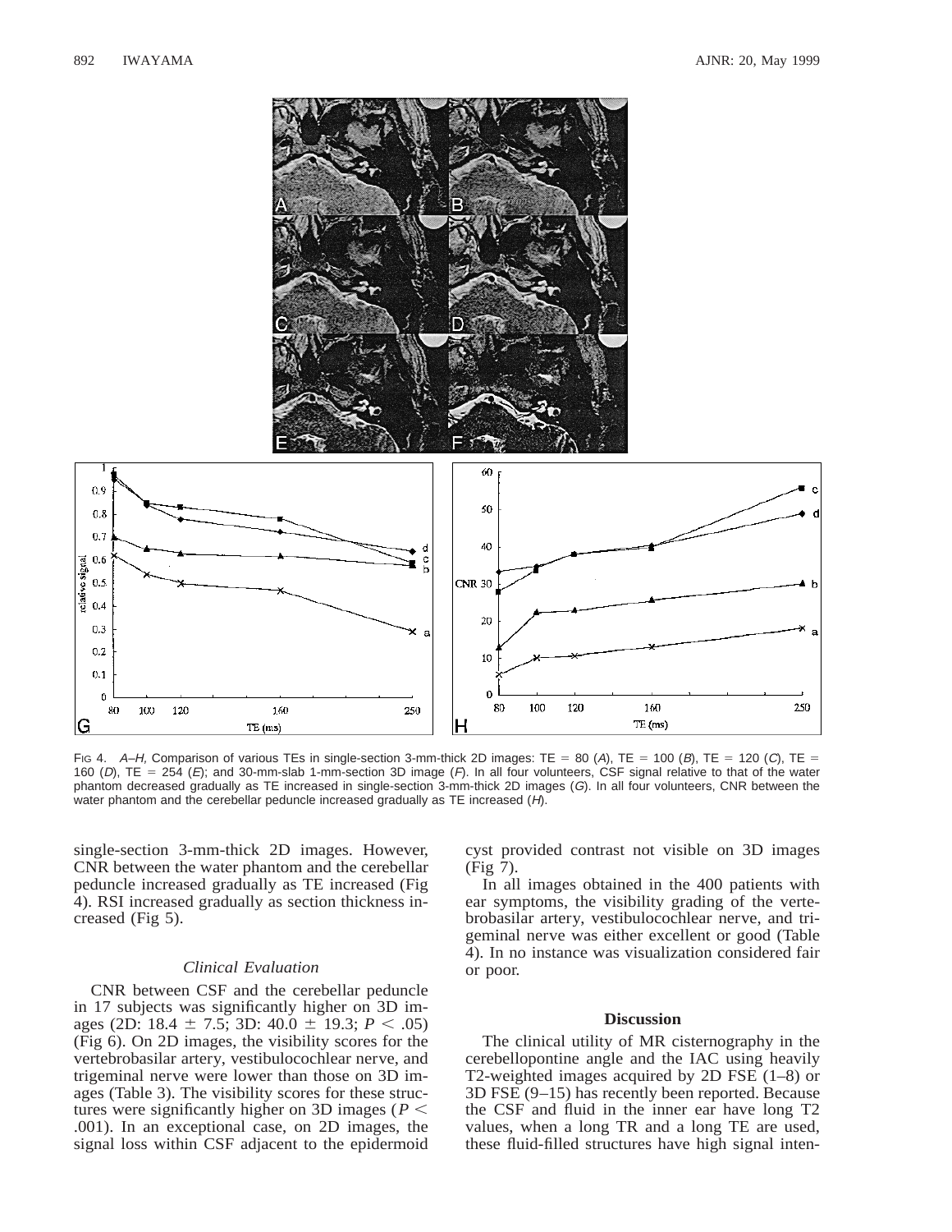Fig 4. *A–H*, Comparison of various TEs in single-section 3-mm-thick 2D images: TE = 80 (*A*), TE = 100 (*B*), TE = 120 (*C*), TE = 160 (*D*), TE = 254 (*E*); and 30-mm-slab 1-mm-section 3D image (*F*). In all four volunteers, CSF signal relative to that of the water phantom decreased gradually as TE increased in single-section 3-mm-thick 2D images (*G*). In all four volunteers, CNR between the water phantom and the cerebellar peduncle increased gradually as TE increased (*H*).

single-section 3-mm-thick 2D images. However, CNR between the water phantom and the cerebellar peduncle increased gradually as TE increased (Fig 4). RSI increased gradually as section thickness increased (Fig 5).

### *Clinical Evaluation*

CNR between CSF and the cerebellar peduncle in 17 subjects was significantly higher on 3D images (2D: 18.4 ± 7.5; 3D: 40.0 ± 19.3; $P < .05$) (Fig 6). On 2D images, the visibility scores for the vertebrobasilar artery, vestibulocochlear nerve, and trigeminal nerve were lower than those on 3D images (Table 3). The visibility scores for these structures were significantly higher on 3D images ($P < .001$). In an exceptional case, on 2D images, the signal loss within CSF adjacent to the epidermoid cyst provided contrast not visible on 3D images (Fig 7).

In all images obtained in the 400 patients with ear symptoms, the visibility grading of the vertebrobasilar artery, vestibulocochlear nerve, and trigeminal nerve was either excellent or good (Table 4). In no instance was visualization considered fair or poor.

## Discussion

The clinical utility of MR cisternography in the cerebellopontine angle and the IAC using heavily T2-weighted images acquired by 2D FSE (1–8) or 3D FSE (9–15) has recently been reported. Because the CSF and fluid in the inner ear have long T2 values, when a long TR and a long TE are used, these fluid-filled structures have high signal inten-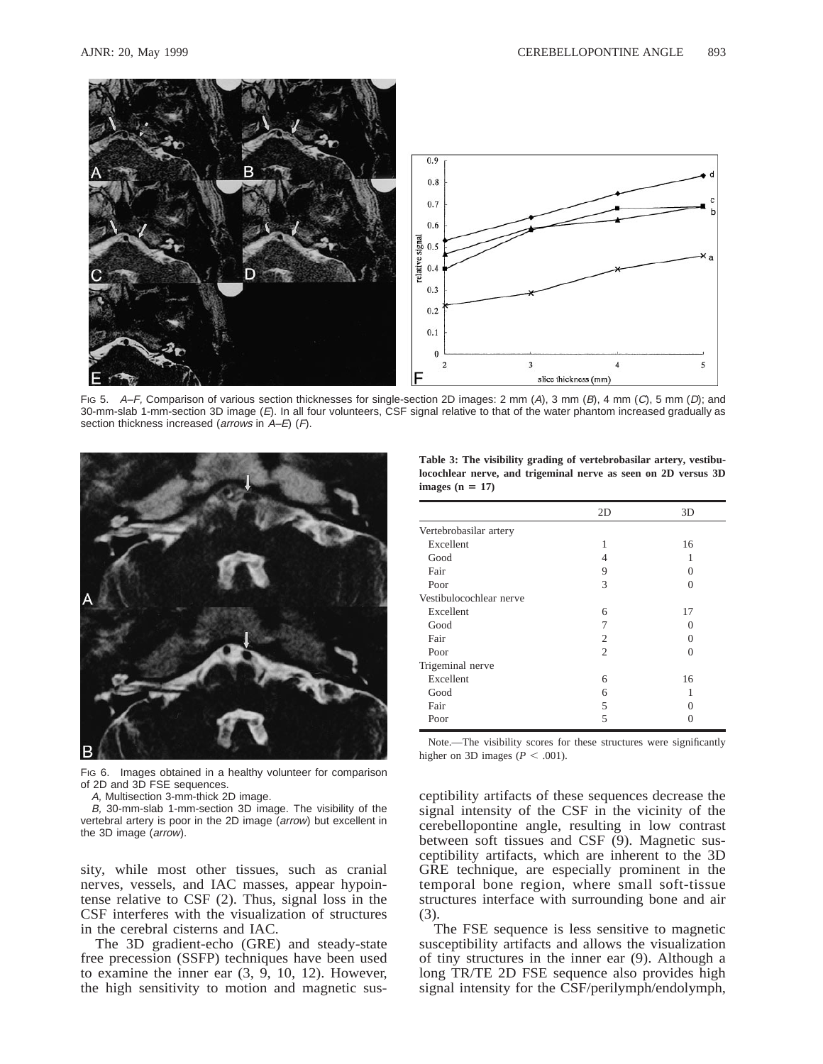Fig 5. *A–F,* Comparison of various section thicknesses for single-section 2D images: 2 mm (*A*), 3 mm (*B*), 4 mm (*C*), 5 mm (*D*); and 30-mm-slab 1-mm-section 3D image (*E*). In all four volunteers, CSF signal relative to that of the water phantom increased gradually as section thickness increased (*arrows* in *A–E*) (*F*).

Fig 6. Images obtained in a healthy volunteer for comparison of 2D and 3D FSE sequences.

*A,* Multisection 3-mm-thick 2D image.

*B,* 30-mm-slab 1-mm-section 3D image. The visibility of the vertebral artery is poor in the 2D image (*arrow*) but excellent in the 3D image (*arrow*).

**Table 3: The visibility grading of vertebrobasilar artery, vestibulocochlear nerve, and trigeminal nerve as seen on 2D versus 3D images (n = 17)**

| | 2D | 3D |
|---|---|---|
| Vertebrobasilar artery | | |
| Excellent | 1 | 16 |
| Good | 4 | 1 |
| Fair | 9 | 0 |
| Poor | 3 | 0 |
| Vestibulocochlear nerve | | |
| Excellent | 6 | 17 |
| Good | 7 | 0 |
| Fair | 2 | 0 |
| Poor | 2 | 0 |
| Trigeminal nerve | | |
| Excellent | 6 | 16 |
| Good | 6 | 1 |
| Fair | 5 | 0 |
| Poor | 5 | 0 |

Note.—The visibility scores for these structures were significantly higher on 3D images ($P < .001$).

sity, while most other tissues, such as cranial nerves, vessels, and IAC masses, appear hypointense relative to CSF (2). Thus, signal loss in the CSF interferes with the visualization of structures in the cerebral cisterns and IAC.

The 3D gradient-echo (GRE) and steady-state free precession (SSFP) techniques have been used to examine the inner ear (3, 9, 10, 12). However, the high sensitivity to motion and magnetic susceptibility artifacts of these sequences decrease the signal intensity of the CSF in the vicinity of the cerebellopontine angle, resulting in low contrast between soft tissues and CSF (9). Magnetic susceptibility artifacts, which are inherent to the 3D GRE technique, are especially prominent in the temporal bone region, where small soft-tissue structures interface with surrounding bone and air (3).

The FSE sequence is less sensitive to magnetic susceptibility artifacts and allows the visualization of tiny structures in the inner ear (9). Although a long TR/TE 2D FSE sequence also provides high signal intensity for the CSF/perilymph/endolymph,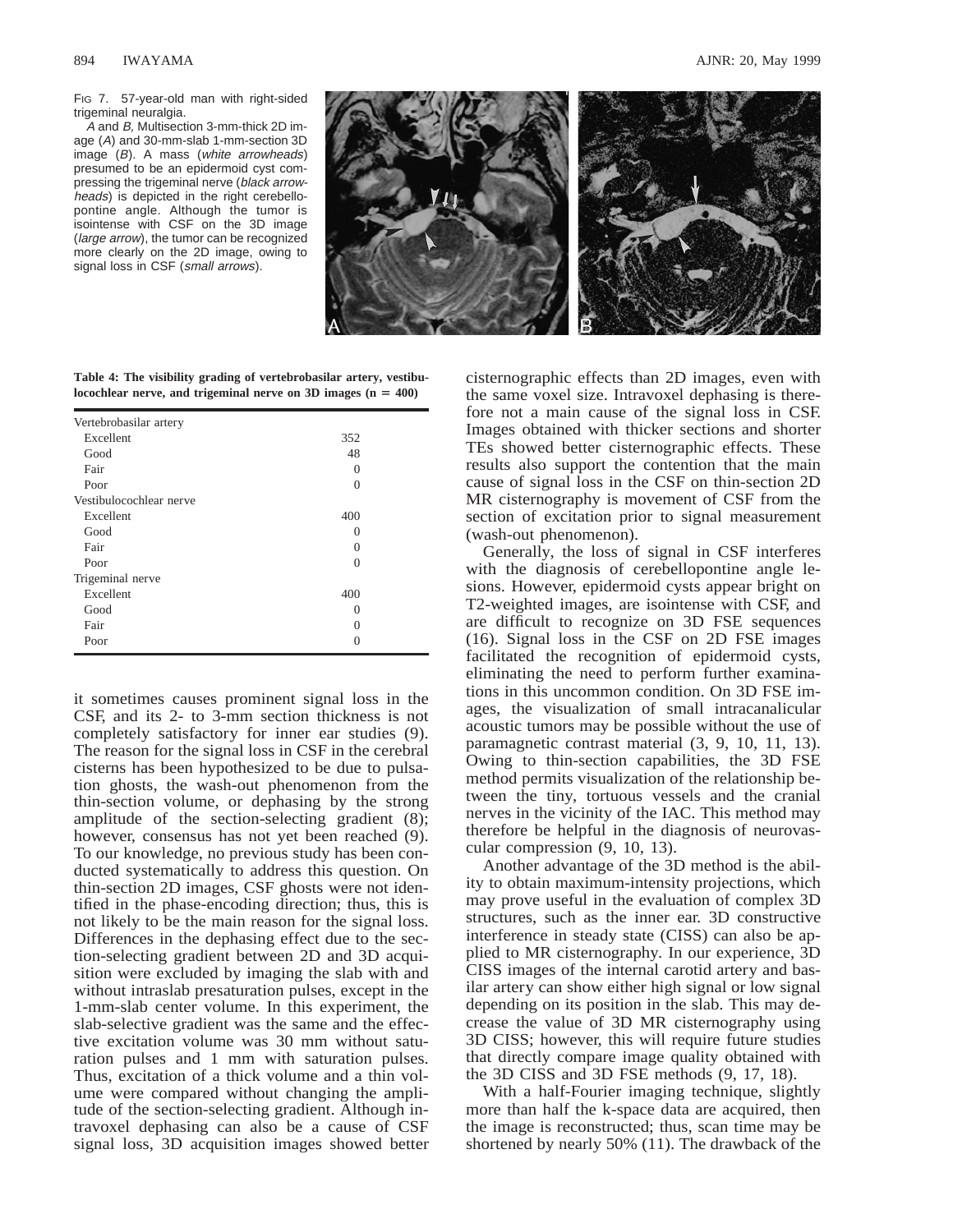FIG 7. 57-year-old man with right-sided trigeminal neuralgia.

*A* and *B*, Multisection 3-mm-thick 2D image (*A*) and 30-mm-slab 1-mm-section 3D image (*B*). A mass (*white arrowheads*) presumed to be an epidermoid cyst compressing the trigeminal nerve (*black arrowheads*) is depicted in the right cerebellopontine angle. Although the tumor is isointense with CSF on the 3D image (*large arrow*), the tumor can be recognized more clearly on the 2D image, owing to signal loss in CSF (*small arrows*).

**Table 4: The visibility grading of vertebrobasilar artery, vestibulocochlear nerve, and trigeminal nerve on 3D images (n = 400)**

| | |
|---|---|
| Vertebrobasilar artery | |
| Excellent | 352 |
| Good | 48 |
| Fair | 0 |
| Poor | 0 |
| Vestibulocochlear nerve | |
| Excellent | 400 |
| Good | 0 |
| Fair | 0 |
| Poor | 0 |
| Trigeminal nerve | |
| Excellent | 400 |
| Good | 0 |
| Fair | 0 |
| Poor | 0 |

it sometimes causes prominent signal loss in the CSF, and its 2- to 3-mm section thickness is not completely satisfactory for inner ear studies (9). The reason for the signal loss in CSF in the cerebral cisterns has been hypothesized to be due to pulsation ghosts, the wash-out phenomenon from the thin-section volume, or dephasing by the strong amplitude of the section-selecting gradient (8); however, consensus has not yet been reached (9). To our knowledge, no previous study has been conducted systematically to address this question. On thin-section 2D images, CSF ghosts were not identified in the phase-encoding direction; thus, this is not likely to be the main reason for the signal loss. Differences in the dephasing effect due to the section-selecting gradient between 2D and 3D acquisition were excluded by imaging the slab with and without intraslab presaturation pulses, except in the 1-mm-slab center volume. In this experiment, the slab-selective gradient was the same and the effective excitation volume was 30 mm without saturation pulses and 1 mm with saturation pulses. Thus, excitation of a thick volume and a thin volume were compared without changing the amplitude of the section-selecting gradient. Although intravoxel dephasing can also be a cause of CSF signal loss, 3D acquisition images showed better cisternographic effects than 2D images, even with the same voxel size. Intravoxel dephasing is therefore not a main cause of the signal loss in CSF. Images obtained with thicker sections and shorter TEs showed better cisternographic effects. These results also support the contention that the main cause of signal loss in the CSF on thin-section 2D MR cisternography is movement of CSF from the section of excitation prior to signal measurement (wash-out phenomenon).

Generally, the loss of signal in CSF interferes with the diagnosis of cerebellopontine angle lesions. However, epidermoid cysts appear bright on T2-weighted images, are isointense with CSF, and are difficult to recognize on 3D FSE sequences (16). Signal loss in the CSF on 2D FSE images facilitated the recognition of epidermoid cysts, eliminating the need to perform further examinations in this uncommon condition. On 3D FSE images, the visualization of small intracanalicular acoustic tumors may be possible without the use of paramagnetic contrast material (3, 9, 10, 11, 13). Owing to thin-section capabilities, the 3D FSE method permits visualization of the relationship between the tiny, tortuous vessels and the cranial nerves in the vicinity of the IAC. This method may therefore be helpful in the diagnosis of neurovascular compression (9, 10, 13).

Another advantage of the 3D method is the ability to obtain maximum-intensity projections, which may prove useful in the evaluation of complex 3D structures, such as the inner ear. 3D constructive interference in steady state (CISS) can also be applied to MR cisternography. In our experience, 3D CISS images of the internal carotid artery and basilar artery can show either high signal or low signal depending on its position in the slab. This may decrease the value of 3D MR cisternography using 3D CISS; however, this will require future studies that directly compare image quality obtained with the 3D CISS and 3D FSE methods (9, 17, 18).

With a half-Fourier imaging technique, slightly more than half the k-space data are acquired, then the image is reconstructed; thus, scan time may be shortened by nearly 50% (11). The drawback of the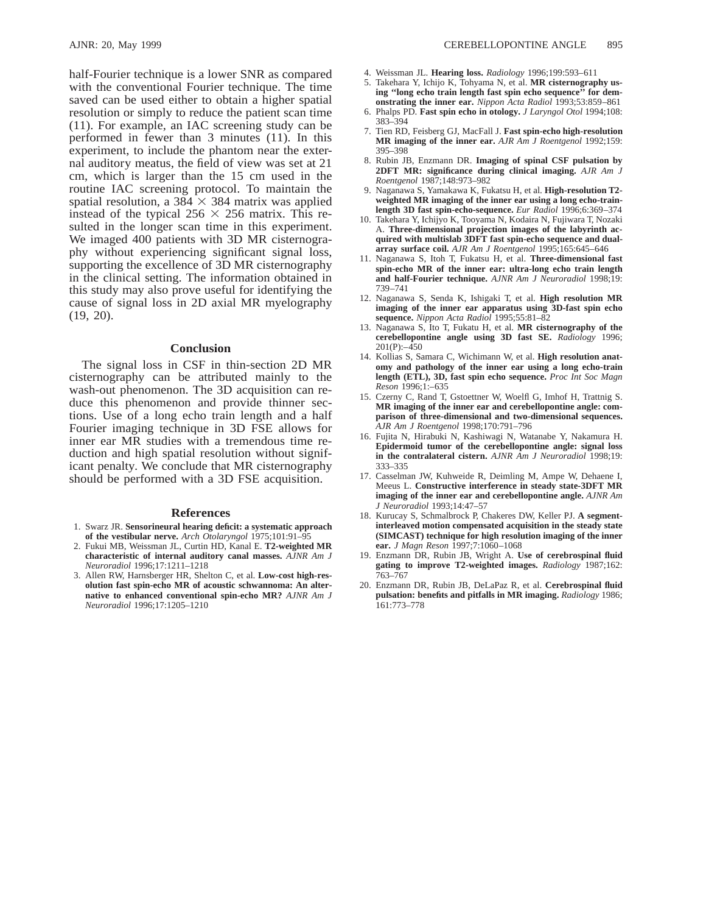half-Fourier technique is a lower SNR as compared with the conventional Fourier technique. The time saved can be used either to obtain a higher spatial resolution or simply to reduce the patient scan time (11). For example, an IAC screening study can be performed in fewer than 3 minutes (11). In this experiment, to include the phantom near the external auditory meatus, the field of view was set at 21 cm, which is larger than the 15 cm used in the routine IAC screening protocol. To maintain the spatial resolution, a $384 \times 384$ matrix was applied instead of the typical $256 \times 256$ matrix. This resulted in the longer scan time in this experiment. We imaged 400 patients with 3D MR cisternography without experiencing significant signal loss, supporting the excellence of 3D MR cisternography in the clinical setting. The information obtained in this study may also prove useful for identifying the cause of signal loss in 2D axial MR myelography (19, 20).

## Conclusion

The signal loss in CSF in thin-section 2D MR cisternography can be attributed mainly to the wash-out phenomenon. The 3D acquisition can reduce this phenomenon and provide thinner sections. Use of a long echo train length and a half Fourier imaging technique in 3D FSE allows for inner ear MR studies with a tremendous time reduction and high spatial resolution without significant penalty. We conclude that MR cisternography should be performed with a 3D FSE acquisition.

## References

1. Swarz JR. **Sensorineural hearing deficit: a systematic approach of the vestibular nerve.** *Arch Otolaryngol* 1975;101:91–95
2. Fukui MB, Weissman JL, Curtin HD, Kanal E. **T2-weighted MR characteristic of internal auditory canal masses.** *AJNR Am J Neuroradiol* 1996;17:1211–1218
3. Allen RW, Harnsberger HR, Shelton C, et al. **Low-cost high-resolution fast spin-echo MR of acoustic schwannoma: An alternative to enhanced conventional spin-echo MR?** *AJNR Am J Neuroradiol* 1996;17:1205–1210
4. Weissman JL. **Hearing loss.** *Radiology* 1996;199:593–611
5. Takehara Y, Ichijo K, Tohyama N, et al. **MR cisternography using "long echo train length fast spin echo sequence" for demonstrating the inner ear.** *Nippon Acta Radiol* 1993;53:859–861
6. Phalps PD. **Fast spin echo in otology.** *J Laryngol Otol* 1994;108: 383–394
7. Tien RD, Feisberg GJ, MacFall J. **Fast spin-echo high-resolution MR imaging of the inner ear.** *AJR Am J Roentgenol* 1992;159: 395–398
8. Rubin JB, Enzmann DR. **Imaging of spinal CSF pulsation by 2DFT MR: significance during clinical imaging.** *AJR Am J Roentgenol* 1987;148:973–982
9. Naganawa S, Yamakawa K, Fukatsu H, et al. **High-resolution T2-weighted MR imaging of the inner ear using a long echo-train-length 3D fast spin-echo-sequence.** *Eur Radiol* 1996;6:369–374
10. Takehara Y, Ichijyo K, Tooyama N, Kodaira N, Fujiwara T, Nozaki A. **Three-dimensional projection images of the labyrinth acquired with multislab 3DFT fast spin-echo sequence and dual-array surface coil.** *AJR Am J Roentgenol* 1995;165:645–646
11. Naganawa S, Itoh T, Fukatsu H, et al. **Three-dimensional fast spin-echo MR of the inner ear: ultra-long echo train length and half-Fourier technique.** *AJNR Am J Neuroradiol* 1998;19: 739–741
12. Naganawa S, Senda K, Ishigaki T, et al. **High resolution MR imaging of the inner ear apparatus using 3D-fast spin echo sequence.** *Nippon Acta Radiol* 1995;55:81–82
13. Naganawa S, Ito T, Fukatu H, et al. **MR cisternography of the cerebellopontine angle using 3D fast SE.** *Radiology* 1996; 201(P):–450
14. Kollias S, Samara C, Wichimann W, et al. **High resolution anatomy and pathology of the inner ear using a long echo-train length (ETL), 3D, fast spin echo sequence.** *Proc Int Soc Magn Reson* 1996;1:–635
15. Czerny C, Rand T, Gstoettner W, Woelfl G, Imhof H, Trattnig S. **MR imaging of the inner ear and cerebellopontine angle: comparison of three-dimensional and two-dimensional sequences.** *AJR Am J Roentgenol* 1998;170:791–796
16. Fujita N, Hirabuki N, Kashiwagi N, Watanabe Y, Nakamura H. **Epidermoid tumor of the cerebellopontine angle: signal loss in the contralateral cistern.** *AJNR Am J Neuroradiol* 1998;19: 333–335
17. Casselman JW, Kuhweide R, Deimling M, Ampe W, Dehaene I, Meeus L. **Constructive interference in steady state-3DFT MR imaging of the inner ear and cerebellopontine angle.** *AJNR Am J Neuroradiol* 1993;14:47–57
18. Kurucay S, Schmalbrock P, Chakeres DW, Keller PJ. **A segment-interleaved motion compensated acquisition in the steady state (SIMCAST) technique for high resolution imaging of the inner ear.** *J Magn Reson* 1997;7:1060–1068
19. Enzmann DR, Rubin JB, Wright A. **Use of cerebrospinal fluid gating to improve T2-weighted images.** *Radiology* 1987;162: 763–767
20. Enzmann DR, Rubin JB, DeLaPaz R, et al. **Cerebrospinal fluid pulsation: benefits and pitfalls in MR imaging.** *Radiology* 1986; 161:773–778